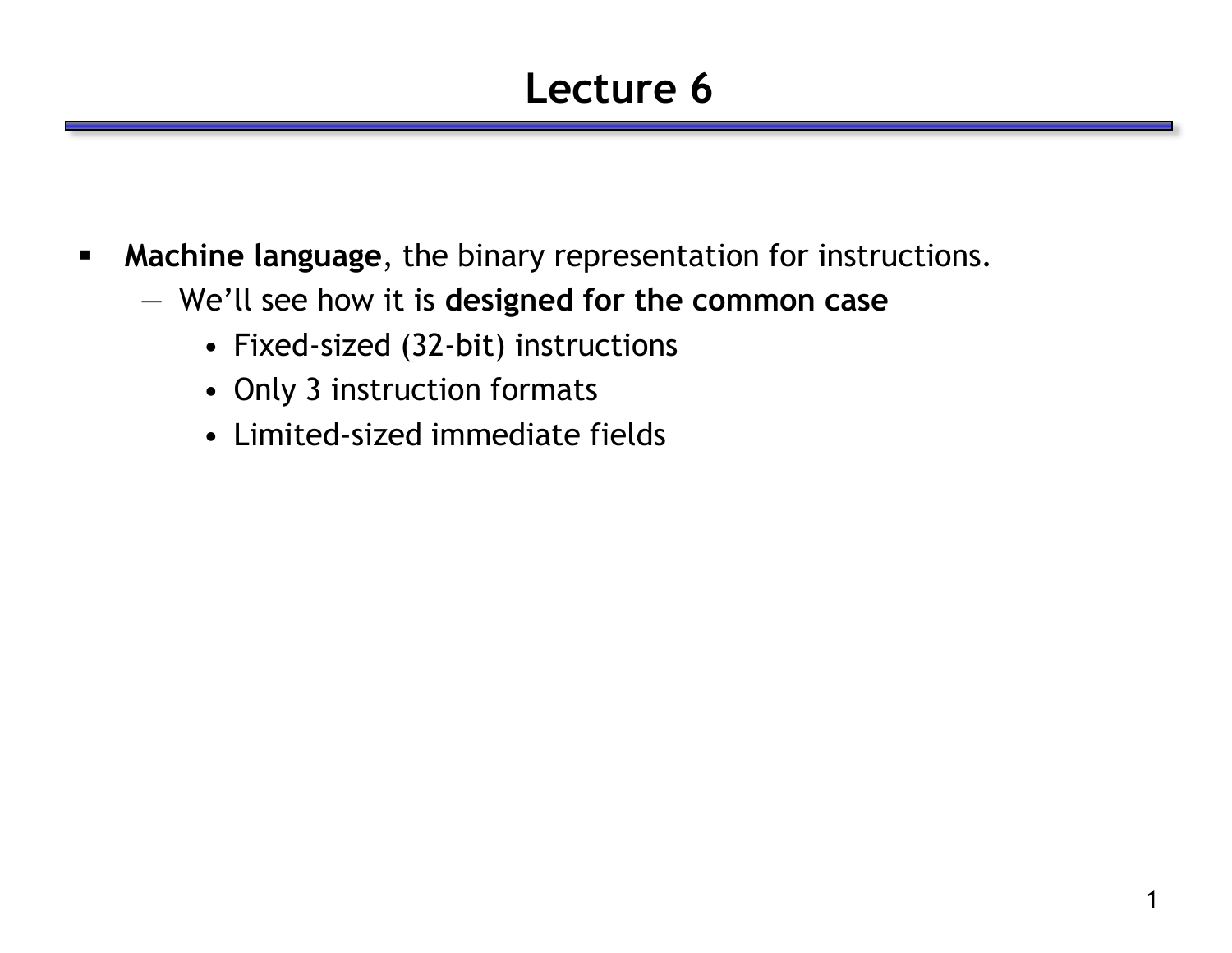# Lecture 6

- **Machine language**, the binary representation for instructions.
  - We'll see how it is **designed for the common case**
    - Fixed-sized (32-bit) instructions
    - Only 3 instruction formats
    - Limited-sized immediate fields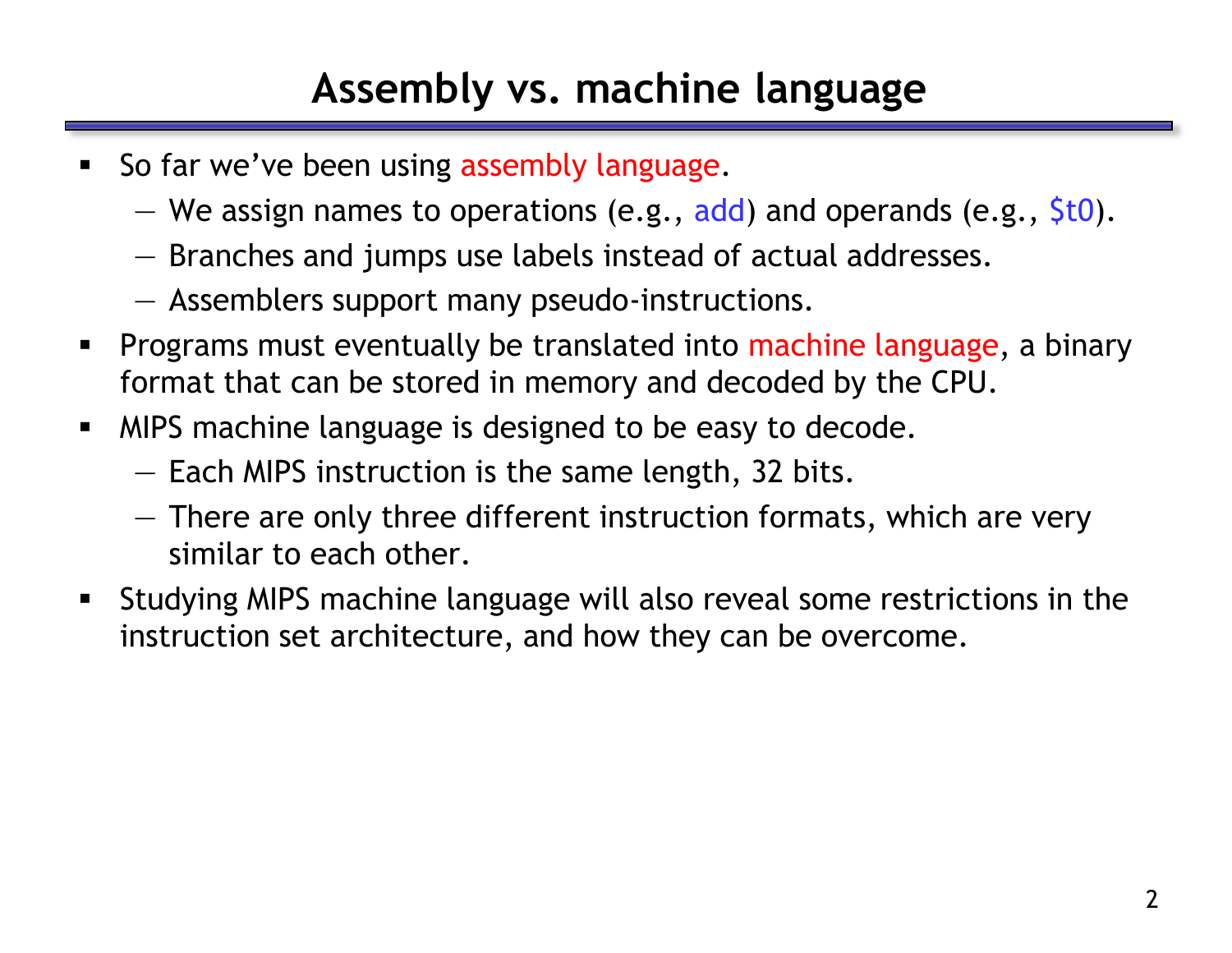# Assembly vs. machine language

- So far we've been using assembly language.
  - We assign names to operations (e.g., add) and operands (e.g., $t0).
  - Branches and jumps use labels instead of actual addresses.
  - Assemblers support many pseudo-instructions.
- Programs must eventually be translated into machine language, a binary format that can be stored in memory and decoded by the CPU.
- MIPS machine language is designed to be easy to decode.
  - Each MIPS instruction is the same length, 32 bits.
  - There are only three different instruction formats, which are very similar to each other.
- Studying MIPS machine language will also reveal some restrictions in the instruction set architecture, and how they can be overcome.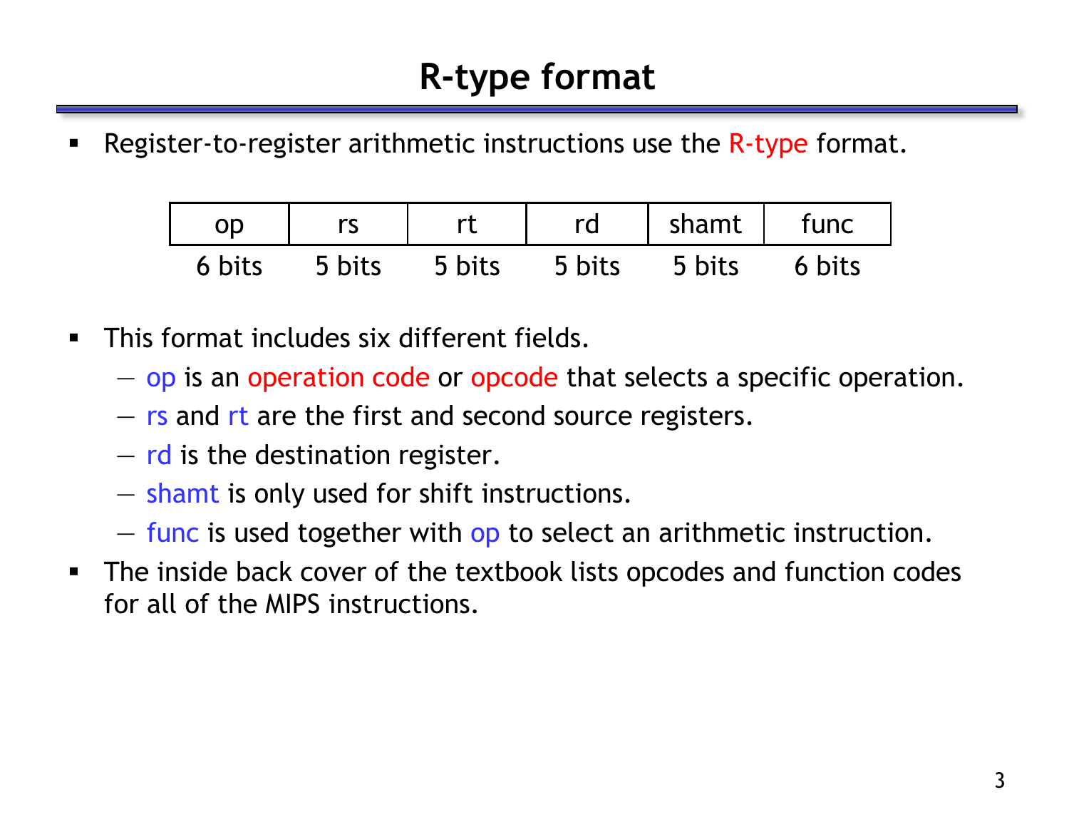# R-type format

- Register-to-register arithmetic instructions use the R-type format.

| op | rs | rt | rd | shamt | func |
|---|---|---|---|---|---|
| 6 bits | 5 bits | 5 bits | 5 bits | 5 bits | 6 bits |

- This format includes six different fields.
  - op is an operation code or opcode that selects a specific operation.
  - rs and rt are the first and second source registers.
  - rd is the destination register.
  - shamt is only used for shift instructions.
  - func is used together with op to select an arithmetic instruction.
- The inside back cover of the textbook lists opcodes and function codes for all of the MIPS instructions.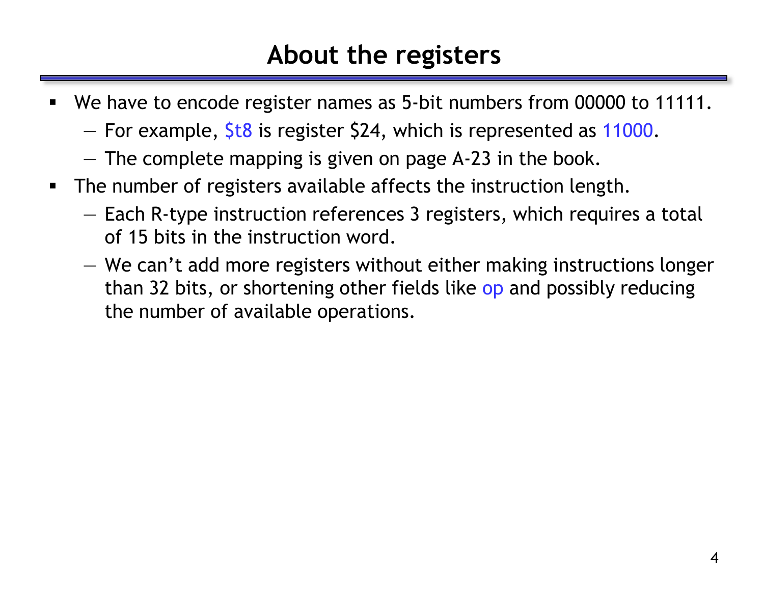# About the registers

- We have to encode register names as 5-bit numbers from 00000 to 11111.
  - For example, $t8 is register $24, which is represented as 11000.
  - The complete mapping is given on page A-23 in the book.
- The number of registers available affects the instruction length.
  - Each R-type instruction references 3 registers, which requires a total of 15 bits in the instruction word.
  - We can't add more registers without either making instructions longer than 32 bits, or shortening other fields like op and possibly reducing the number of available operations.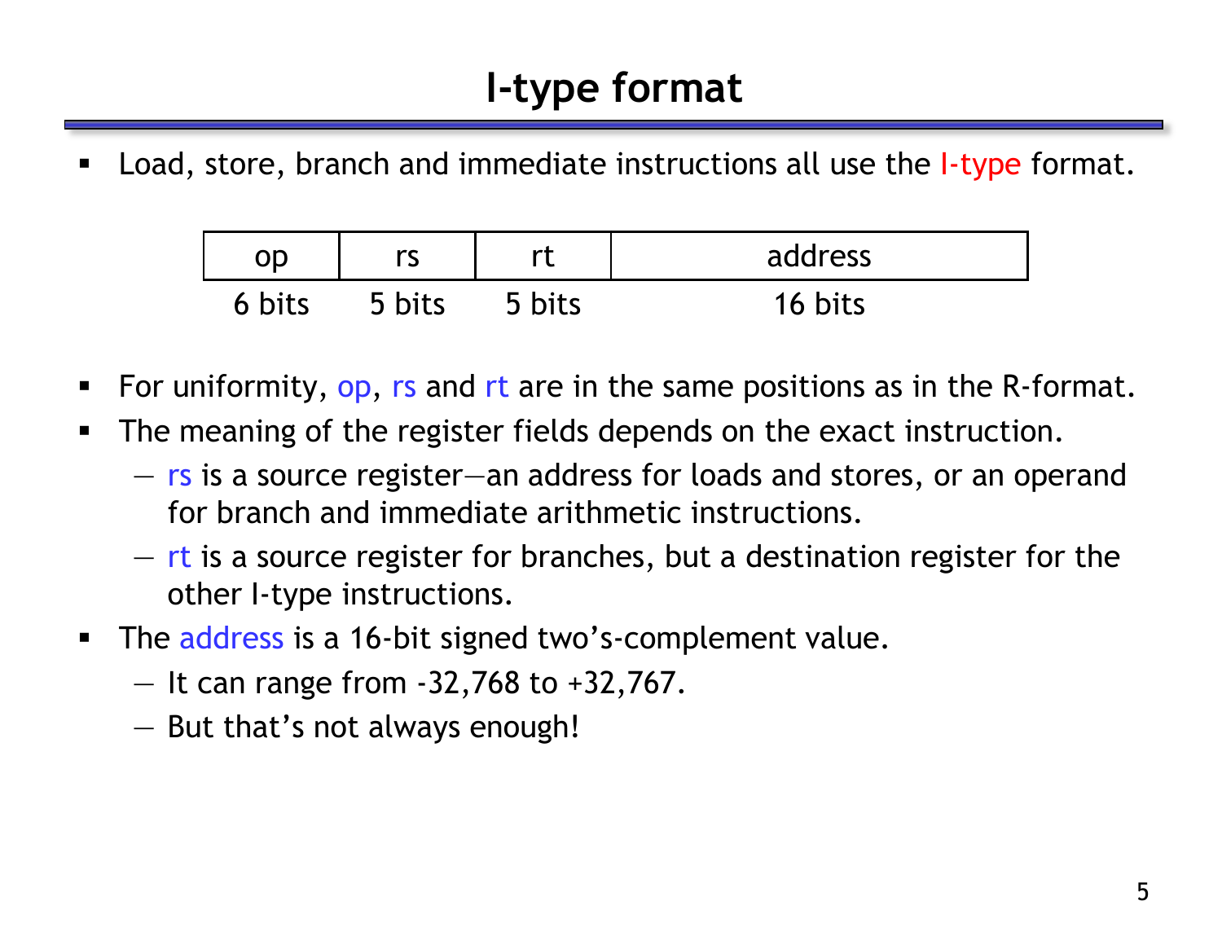# I-type format

- Load, store, branch and immediate instructions all use the I-type format.

| op | rs | rt | address |
|---|---|---|---|
| 6 bits | 5 bits | 5 bits | 16 bits |

- For uniformity, op, rs and rt are in the same positions as in the R-format.
- The meaning of the register fields depends on the exact instruction.
  - rs is a source register—an address for loads and stores, or an operand for branch and immediate arithmetic instructions.
  - rt is a source register for branches, but a destination register for the other I-type instructions.
- The address is a 16-bit signed two's-complement value.
  - It can range from -32,768 to +32,767.
  - But that's not always enough!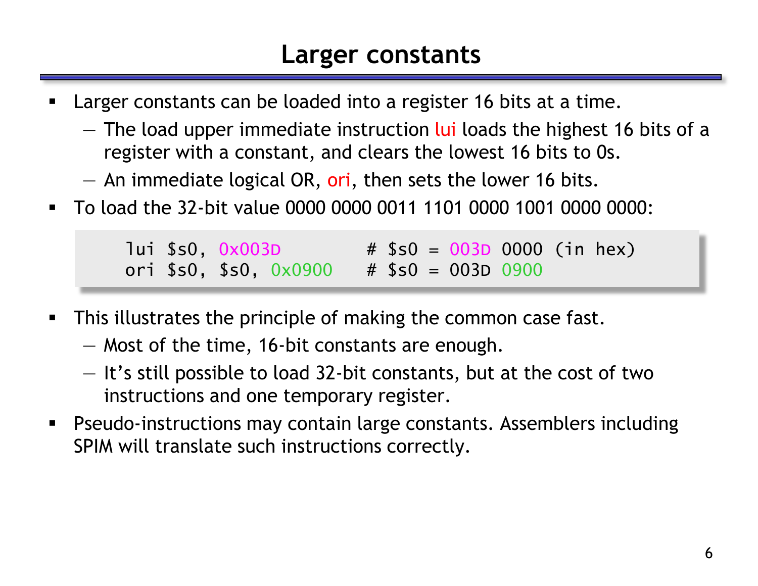# Larger constants

- Larger constants can be loaded into a register 16 bits at a time.
  - The load upper immediate instruction lui loads the highest 16 bits of a register with a constant, and clears the lowest 16 bits to 0s.
  - An immediate logical OR, ori, then sets the lower 16 bits.
- To load the 32-bit value 0000 0000 0011 1101 0000 1001 0000 0000:

```
lui $s0, 0x003D          # $s0 = 003D 0000 (in hex)
ori $s0, $s0, 0x0900     # $s0 = 003D 0900
```

- This illustrates the principle of making the common case fast.
  - Most of the time, 16-bit constants are enough.
  - It's still possible to load 32-bit constants, but at the cost of two instructions and one temporary register.
- Pseudo-instructions may contain large constants. Assemblers including SPIM will translate such instructions correctly.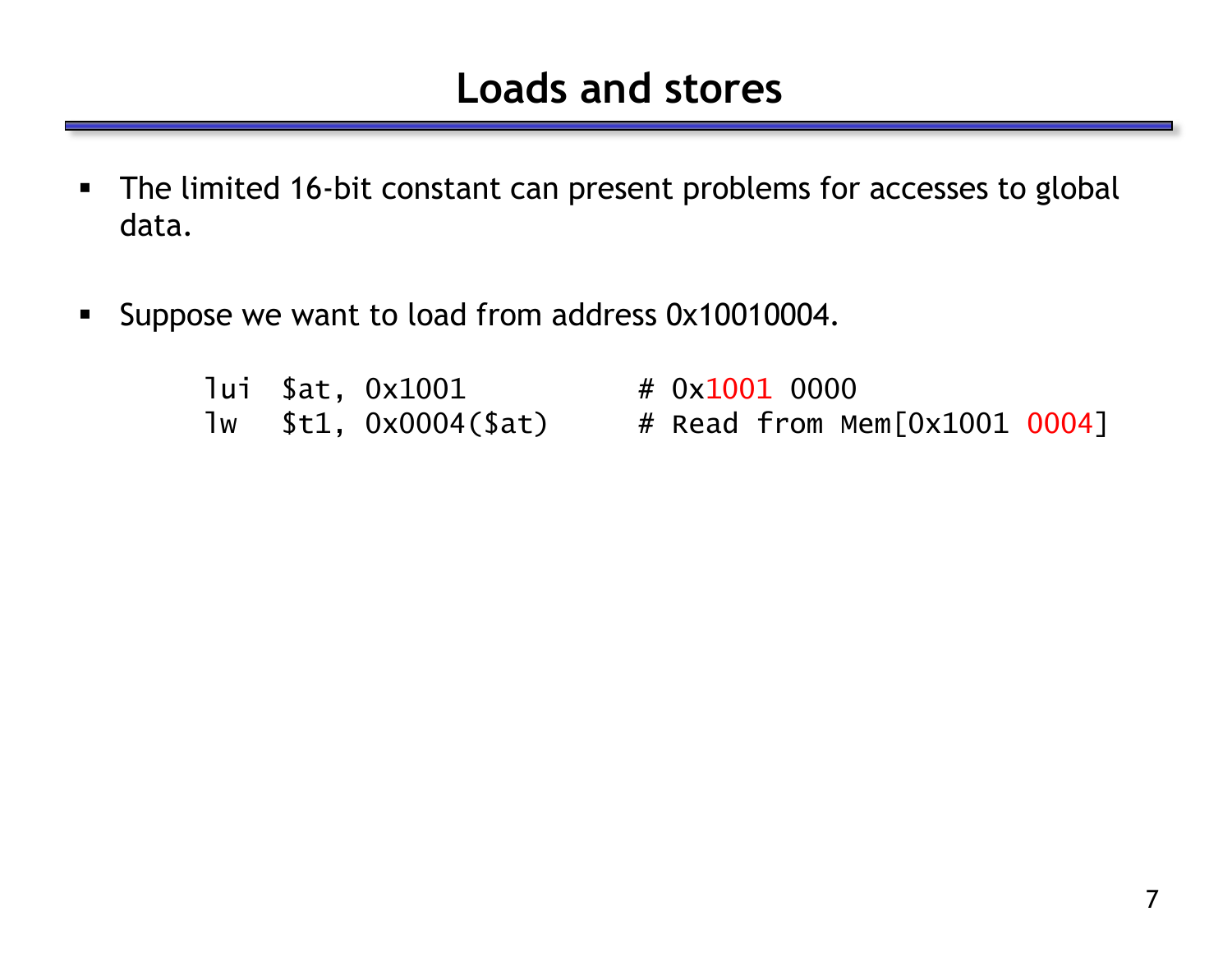# Loads and stores

- The limited 16-bit constant can present problems for accesses to global data.

- Suppose we want to load from address 0x10010004.

```
lui  $at, 0x1001           # 0x1001 0000
lw   $t1, 0x0004($at)      # Read from Mem[0x1001 0004]
```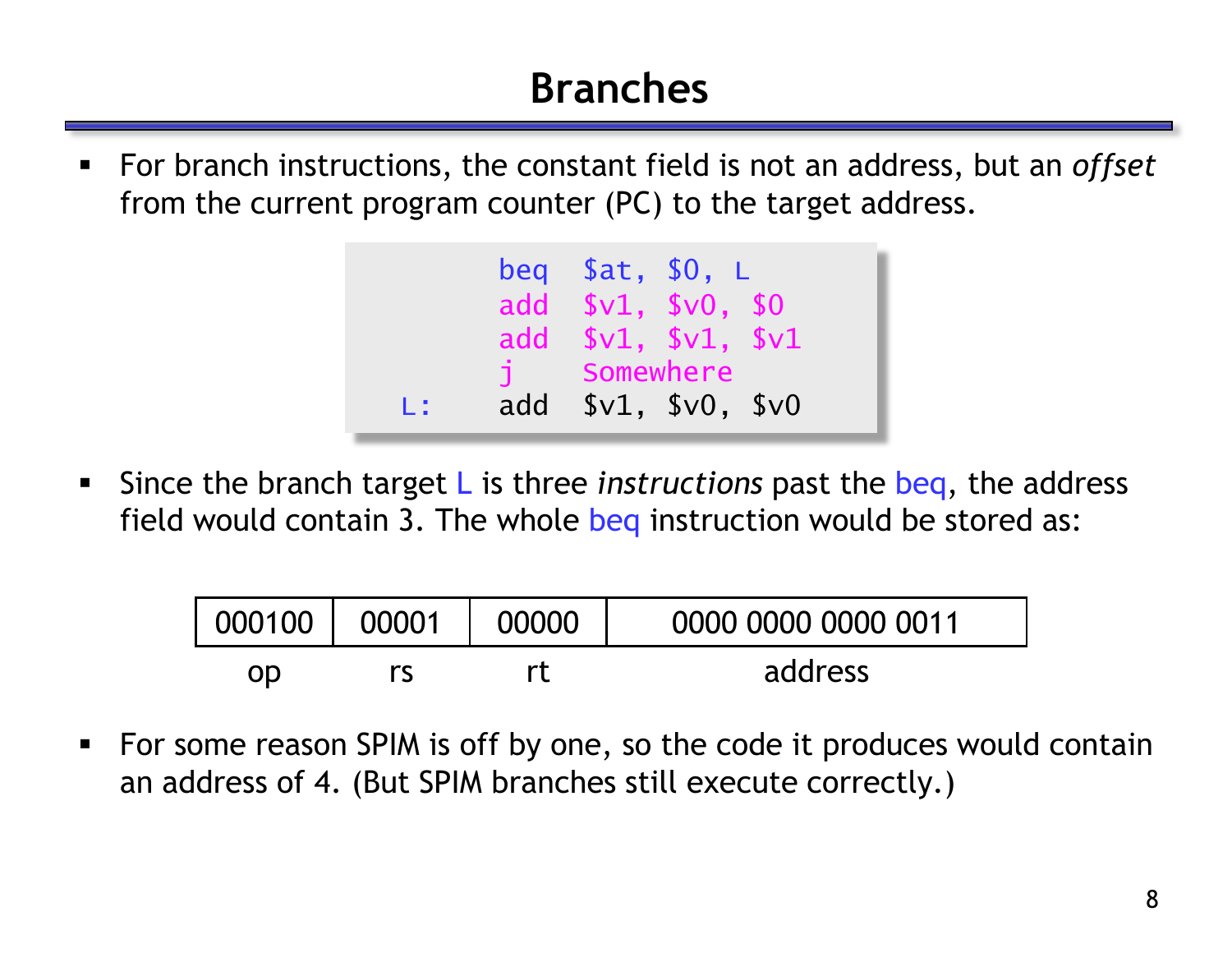# Branches

- For branch instructions, the constant field is not an address, but an *offset* from the current program counter (PC) to the target address.

```
        beq  $at, $0, L
        add  $v1, $v0, $0
        add  $v1, $v1, $v1
        j    Somewhere
L:      add  $v1, $v0, $v0
```

- Since the branch target L is three *instructions* past the beq, the address field would contain 3. The whole beq instruction would be stored as:

| 000100 | 00001 | 00000 | 0000 0000 0000 0011 |
|---|---|---|---|
| op | rs | rt | address |

- For some reason SPIM is off by one, so the code it produces would contain an address of 4. (But SPIM branches still execute correctly.)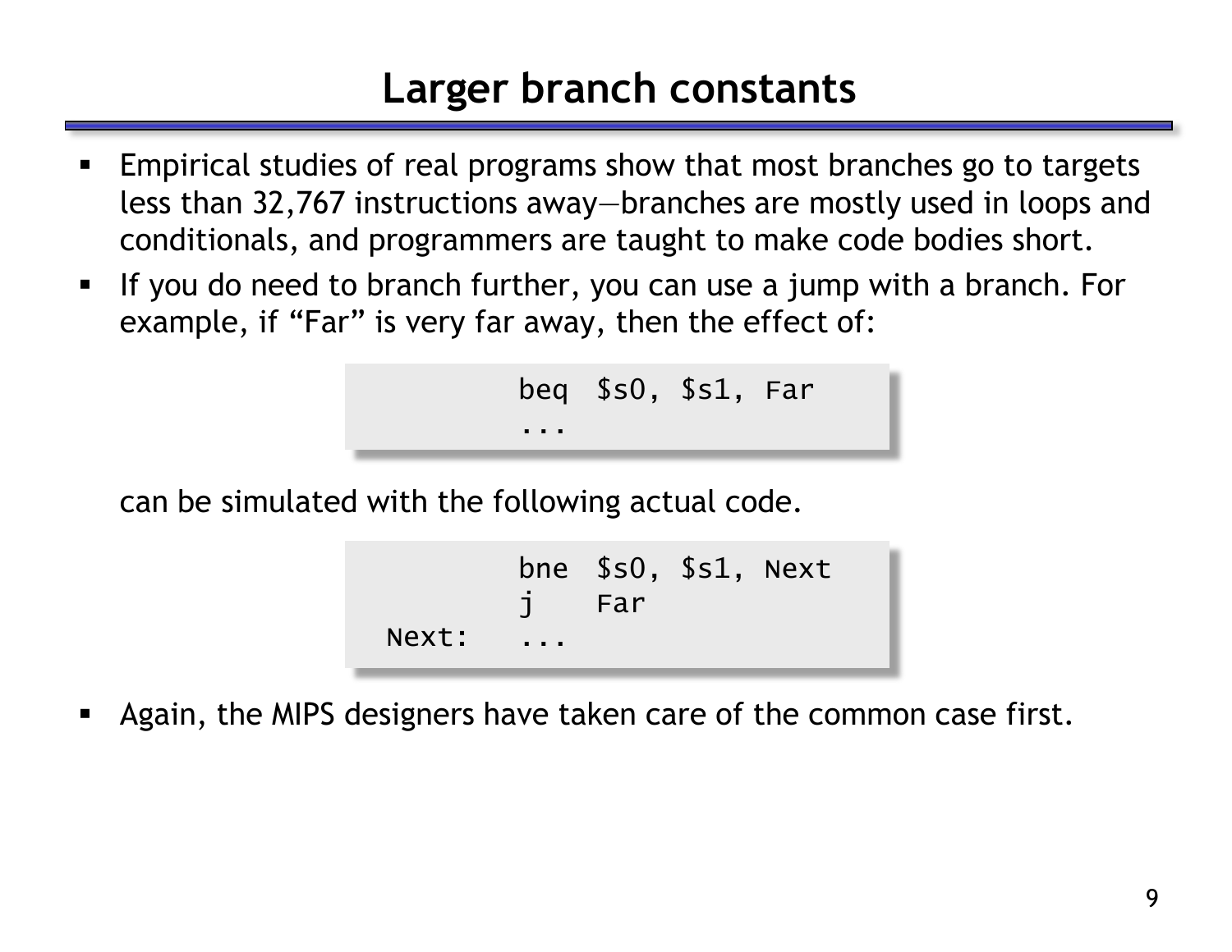# Larger branch constants

- Empirical studies of real programs show that most branches go to targets less than 32,767 instructions away—branches are mostly used in loops and conditionals, and programmers are taught to make code bodies short.
- If you do need to branch further, you can use a jump with a branch. For example, if “Far” is very far away, then the effect of:

```
        beq  $s0, $s1, Far
        ...
```

can be simulated with the following actual code.

```
        bne  $s0, $s1, Next
        j    Far
Next:   ...
```

- Again, the MIPS designers have taken care of the common case first.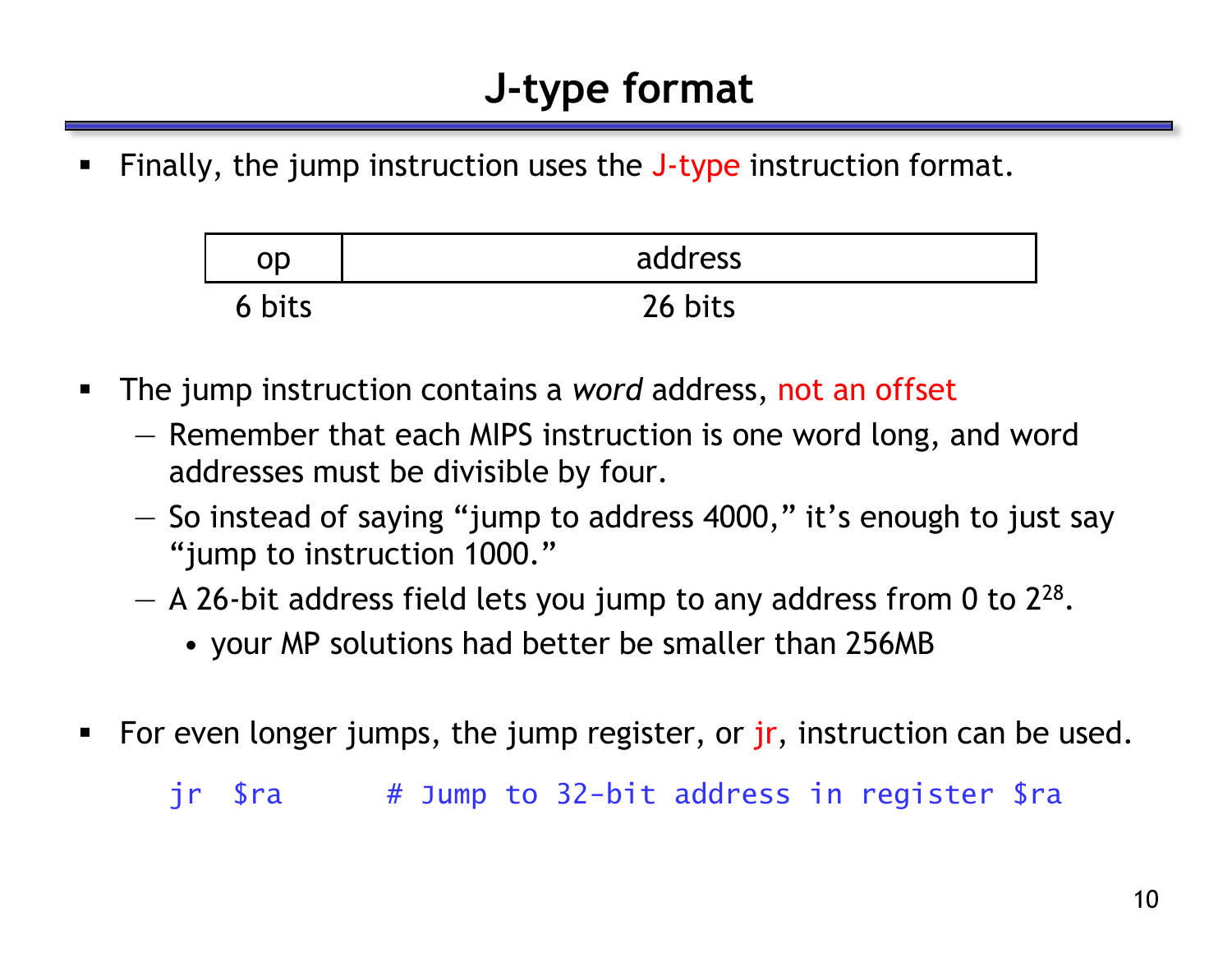# J-type format

- Finally, the jump instruction uses the J-type instruction format.

| op | address |
|---|---|
| 6 bits | 26 bits |

- The jump instruction contains a *word* address, not an offset
  - Remember that each MIPS instruction is one word long, and word addresses must be divisible by four.
  - So instead of saying "jump to address 4000," it's enough to just say "jump to instruction 1000."
  - A 26-bit address field lets you jump to any address from 0 to $2^{28}$.
    - your MP solutions had better be smaller than 256MB

- For even longer jumps, the jump register, or jr, instruction can be used.

```
jr  $ra       # Jump to 32-bit address in register $ra
```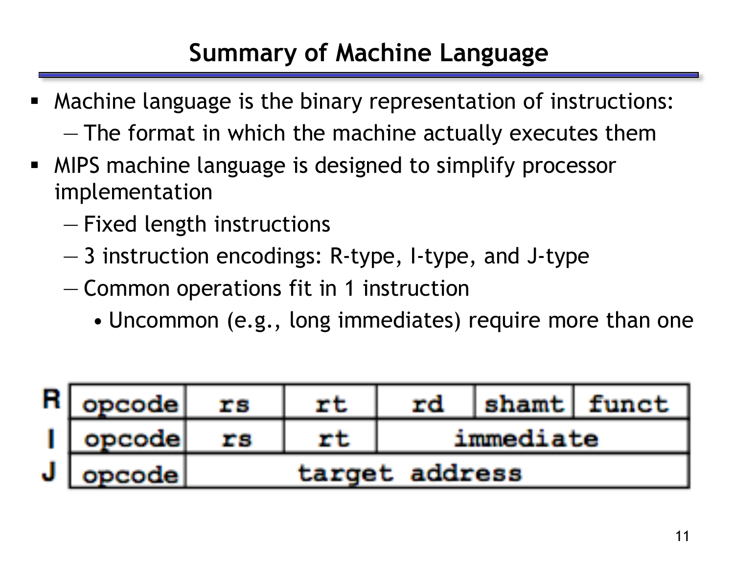# Summary of Machine Language

- Machine language is the binary representation of instructions:
  - The format in which the machine actually executes them
- MIPS machine language is designed to simplify processor implementation
  - Fixed length instructions
  - 3 instruction encodings: R-type, I-type, and J-type
  - Common operations fit in 1 instruction
    - Uncommon (e.g., long immediates) require more than one

| | | | | | | |
|---|---|---|---|---|---|---|
| R | opcode | rs | rt | rd | shamt | funct |
| I | opcode | rs | rt | immediate | | |
| J | opcode | target address | | | | |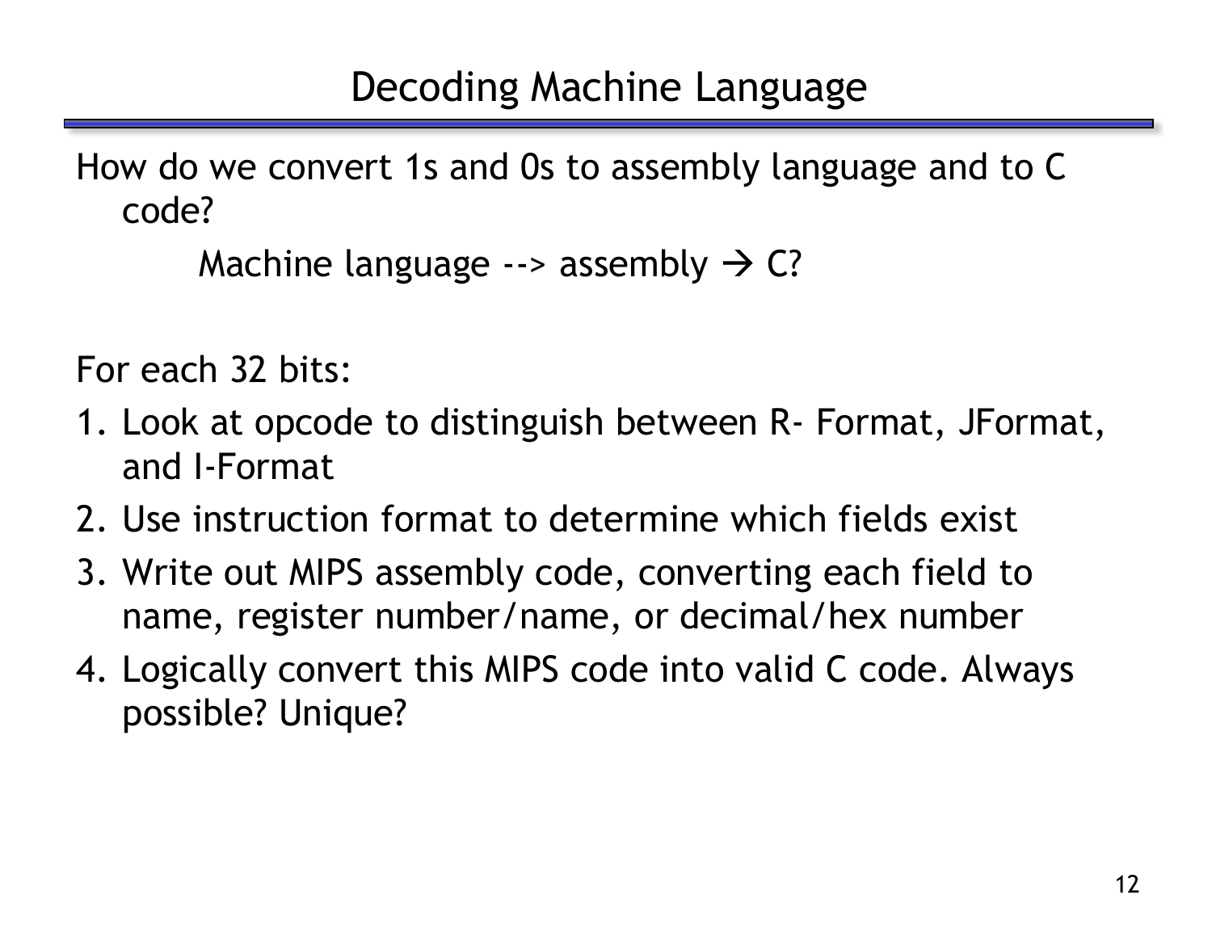# Decoding Machine Language

How do we convert 1s and 0s to assembly language and to C code?

Machine language --> assembly → C?

For each 32 bits:

1. Look at opcode to distinguish between R- Format, JFormat, and I-Format
2. Use instruction format to determine which fields exist
3. Write out MIPS assembly code, converting each field to name, register number/name, or decimal/hex number
4. Logically convert this MIPS code into valid C code. Always possible? Unique?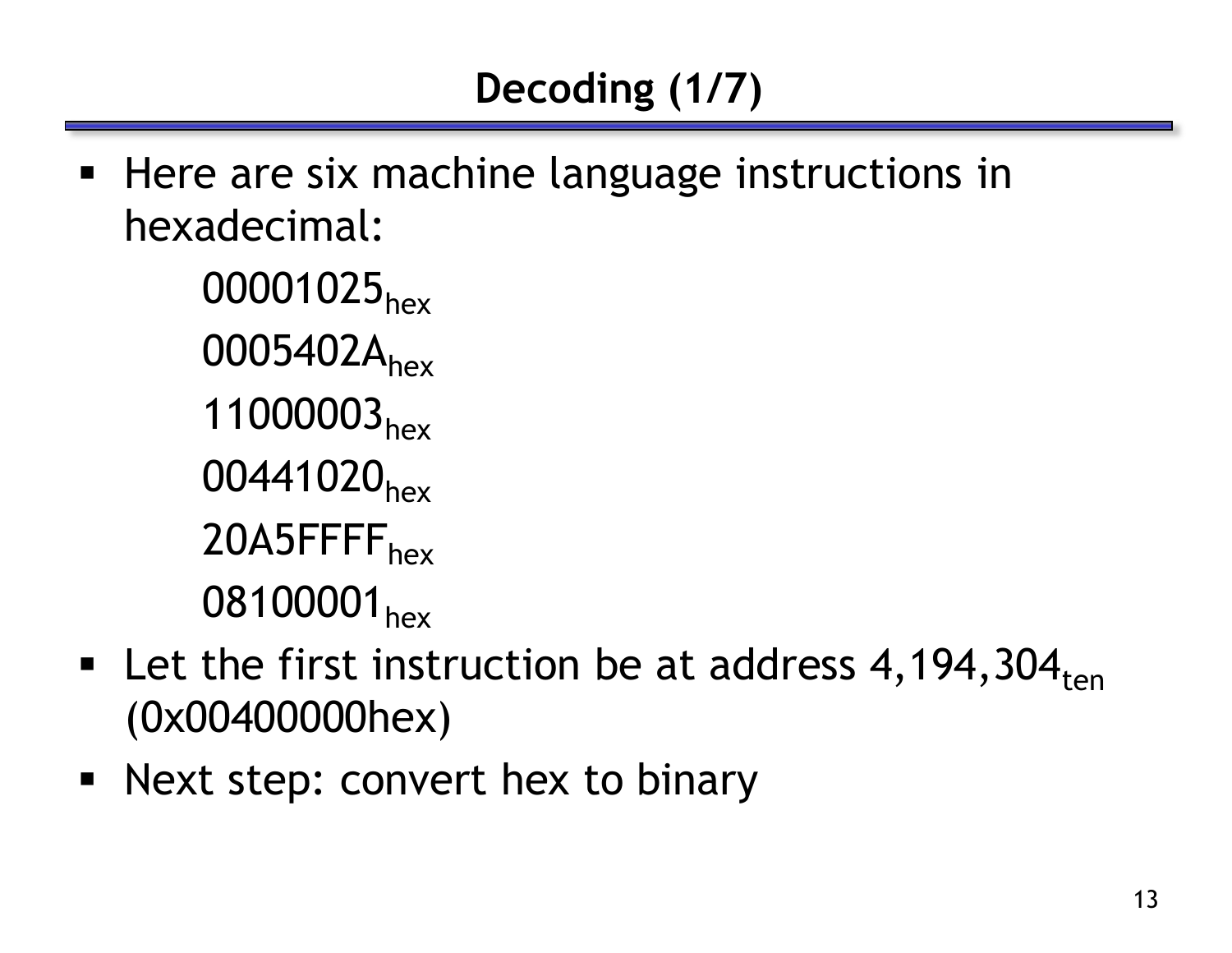# Decoding (1/7)

- Here are six machine language instructions in hexadecimal:

  $00001025_{hex}$
  
  $0005402A_{hex}$
  
  $11000003_{hex}$
  
  $00441020_{hex}$
  
  $20A5FFFF_{hex}$
  
  $08100001_{hex}$

- Let the first instruction be at address $4{,}194{,}304_{ten}$ (0x00400000hex)
- Next step: convert hex to binary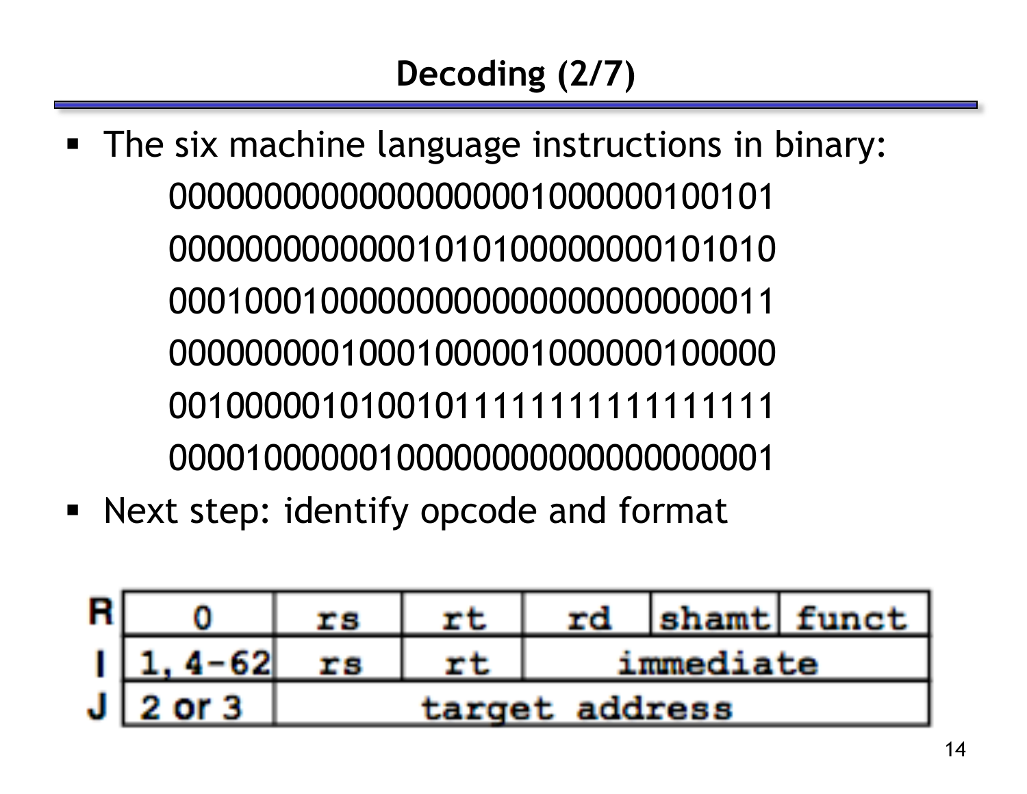# Decoding (2/7)

- The six machine language instructions in binary:

```
00000000000000000001000000100101
00000000000001010100000000101010
00010001000000000000000000000011
00000000010001000001000000100000
00100000101001011111111111111111
00001000000100000000000000000001
```

- Next step: identify opcode and format

| | | | | | | |
|---|---|---|---|---|---|---|
| **R** | 0 | rs | rt | rd | shamt | funct |
| **I** | 1, 4-62 | rs | rt | immediate | | |
| **J** | 2 or 3 | target address | | | | |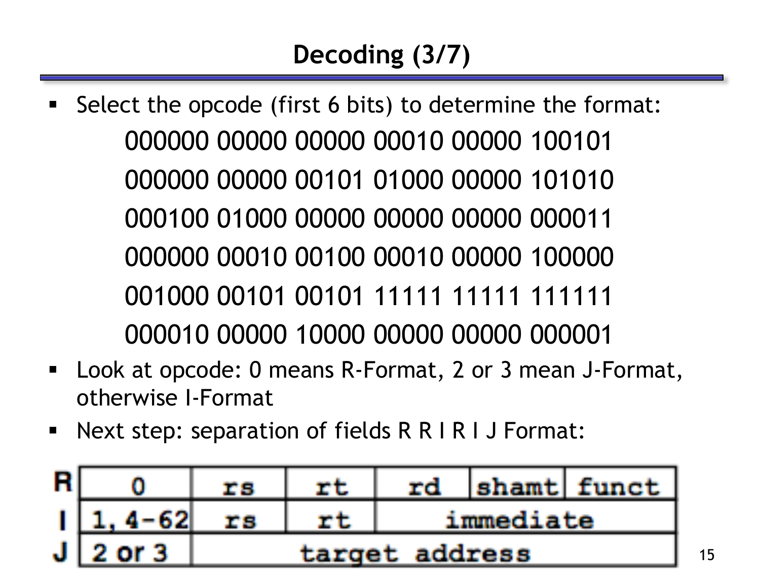# Decoding (3/7)

- Select the opcode (first 6 bits) to determine the format:

```
000000 00000 00000 00010 00000 100101
000000 00000 00101 01000 00000 101010
000100 01000 00000 00000 00000 000011
000000 00010 00100 00010 00000 100000
001000 00101 00101 11111 11111 111111
000010 00000 10000 00000 00000 000001
```

- Look at opcode: 0 means R-Format, 2 or 3 mean J-Format, otherwise I-Format
- Next step: separation of fields R R I R I J Format:

| | | | | | | |
|---|---|---|---|---|---|---|
| R | 0 | rs | rt | rd | shamt | funct |
| I | 1, 4-62 | rs | rt | immediate | | |
| J | 2 or 3 | target address | | | | |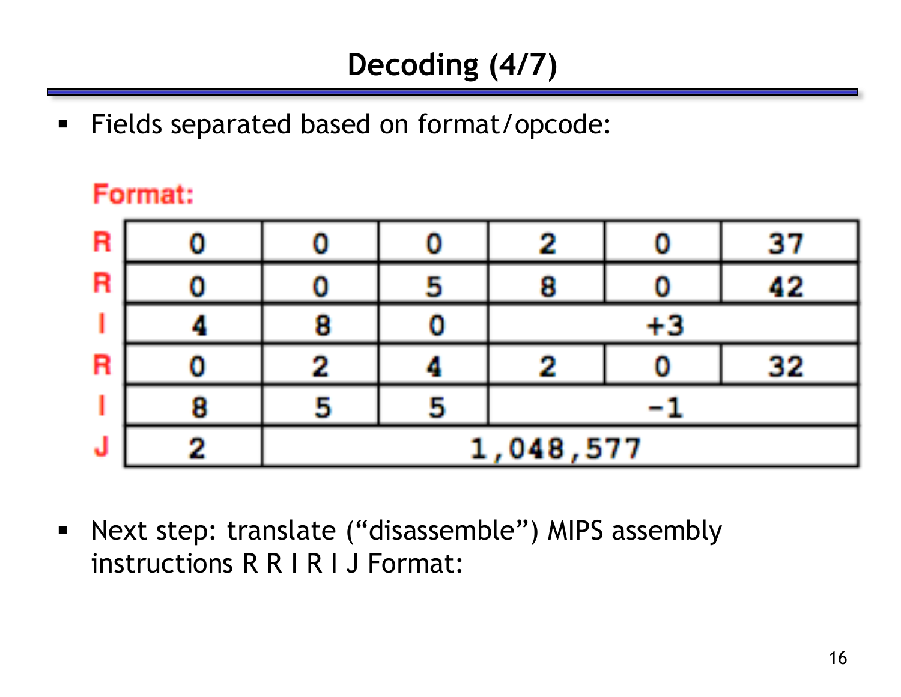# Decoding (4/7)

- Fields separated based on format/opcode:

**Format:**

| Format | | | | | | |
|---|---|---|---|---|---|---|
| R | 0 | 0 | 0 | 2 | 0 | 37 |
| R | 0 | 0 | 5 | 8 | 0 | 42 |
| I | 4 | 8 | 0 | +3 | | |
| R | 0 | 2 | 4 | 2 | 0 | 32 |
| I | 8 | 5 | 5 | -1 | | |
| J | 2 | 1,048,577 | | | | |

- Next step: translate ("disassemble") MIPS assembly instructions R R I R I J Format: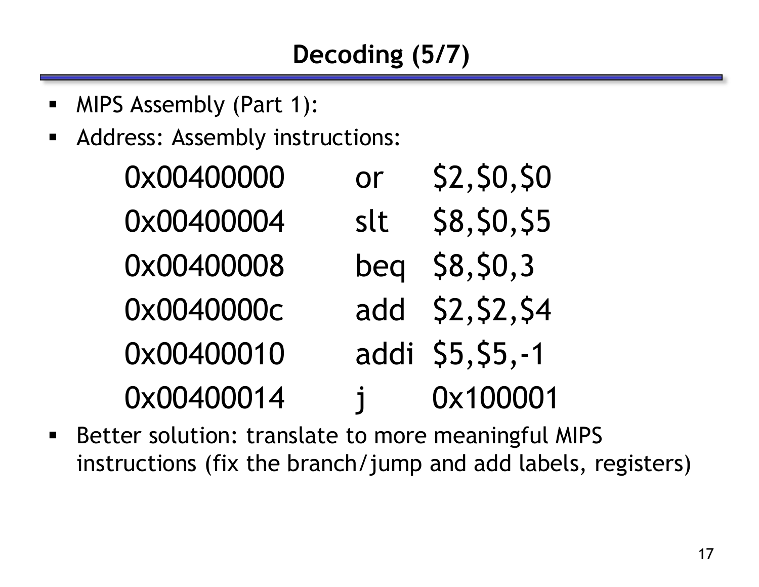# Decoding (5/7)

- MIPS Assembly (Part 1):
- Address: Assembly instructions:

```
0x00400000    or    $2,$0,$0
0x00400004    slt   $8,$0,$5
0x00400008    beq   $8,$0,3
0x0040000c    add   $2,$2,$4
0x00400010    addi  $5,$5,-1
0x00400014    j     0x100001
```

- Better solution: translate to more meaningful MIPS instructions (fix the branch/jump and add labels, registers)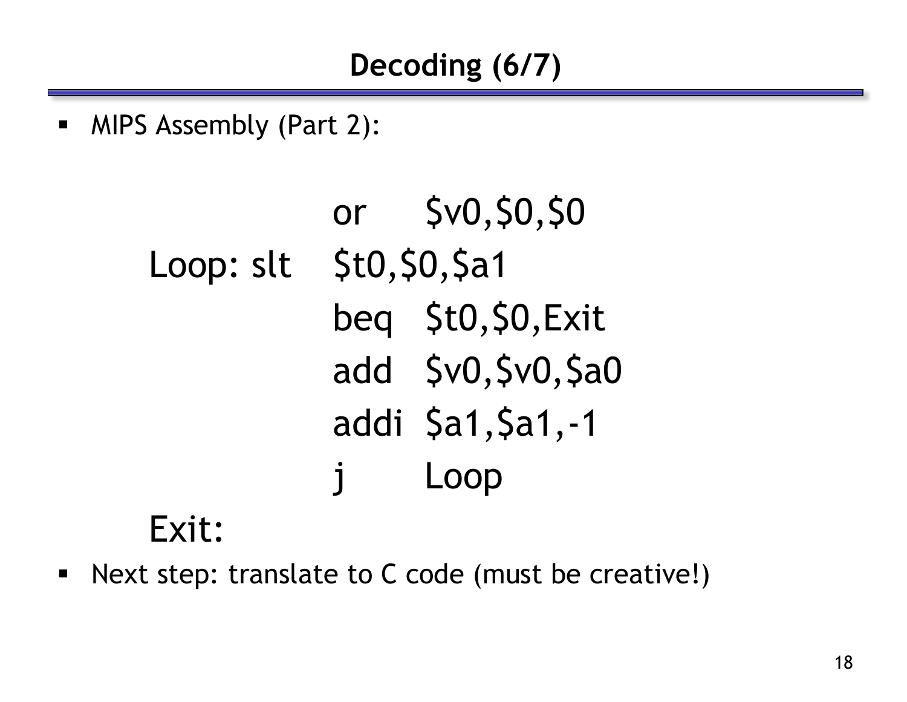# Decoding (6/7)

- MIPS Assembly (Part 2):

```
      or   $v0,$0,$0
Loop: slt  $t0,$0,$a1
      beq  $t0,$0,Exit
      add  $v0,$v0,$a0
      addi $a1,$a1,-1
      j    Loop
Exit:
```

- Next step: translate to C code (must be creative!)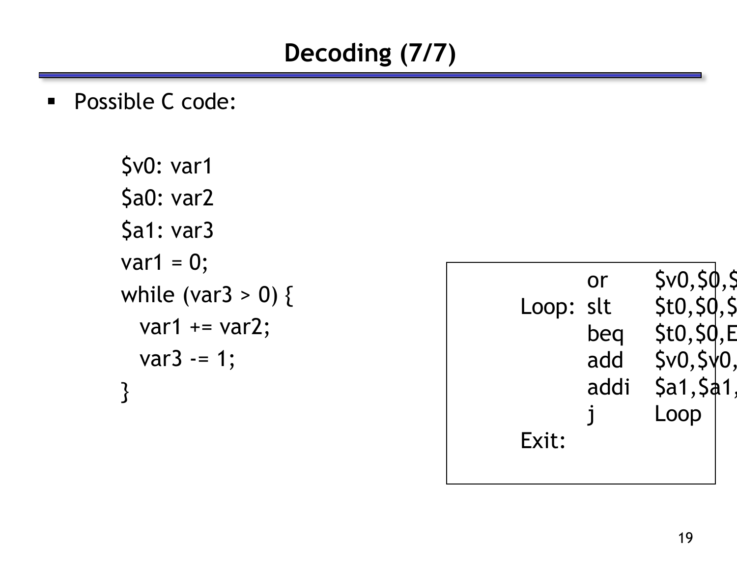# Decoding (7/7)

- Possible C code:

```
$v0: var1
$a0: var2
$a1: var3
var1 = 0;
while (var3 > 0) {
  var1 += var2;
  var3 -= 1;
}
```

```
        or      $v0,$0,$
Loop:   slt     $t0,$0,$
        beq     $t0,$0,E
        add     $v0,$v0,
        addi    $a1,$a1,
        j       Loop
Exit:
```